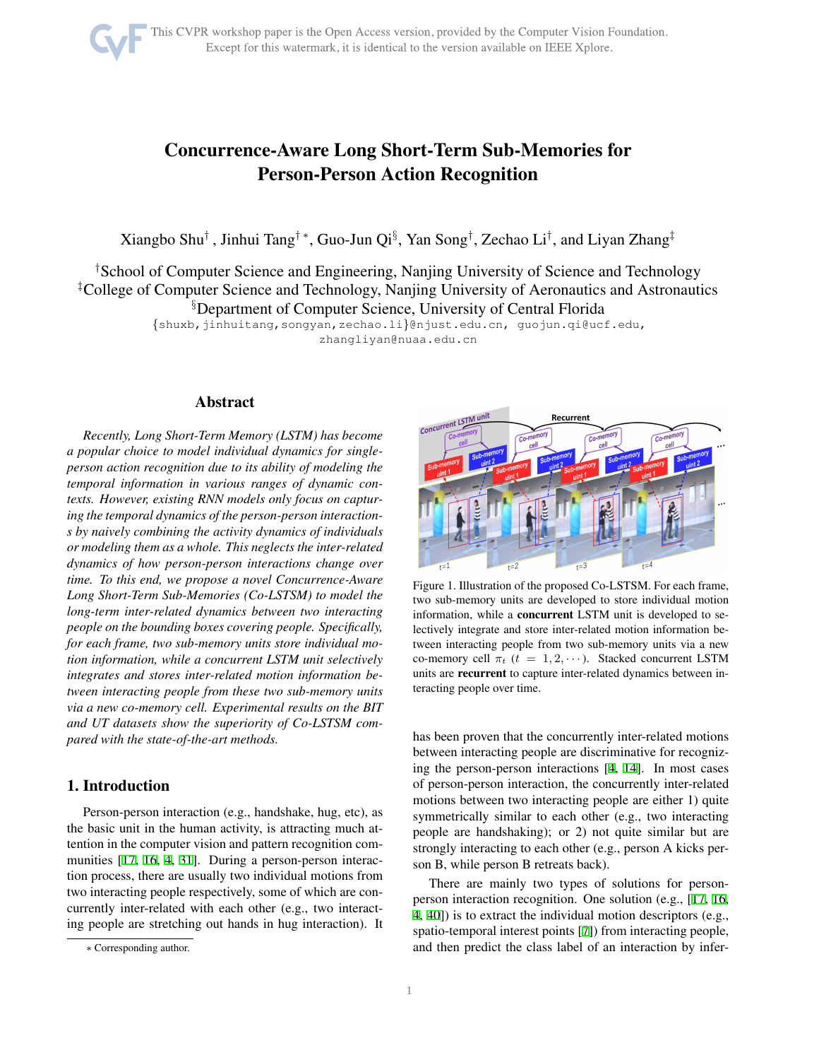# Concurrence-Aware Long Short-Term Sub-Memories for Person-Person Action Recognition

Xiangbo Shu[†], Jinhui Tang[†*], Guo-Jun Qi[§], Yan Song[†], Zechao Li[†], and Liyan Zhang[‡]

[†]School of Computer Science and Engineering, Nanjing University of Science and Technology
[‡]College of Computer Science and Technology, Nanjing University of Aeronautics and Astronautics
[§]Department of Computer Science, University of Central Florida

{shuxb,jinhuitang,songyan,zechao.li}@njust.edu.cn, guojun.qi@ucf.edu, zhangliyan@nuaa.edu.cn

## Abstract

*Recently, Long Short-Term Memory (LSTM) has become a popular choice to model individual dynamics for single-person action recognition due to its ability of modeling the temporal information in various ranges of dynamic contexts. However, existing RNN models only focus on capturing the temporal dynamics of the person-person interactions by naively combining the activity dynamics of individuals or modeling them as a whole. This neglects the inter-related dynamics of how person-person interactions change over time. To this end, we propose a novel Concurrence-Aware Long Short-Term Sub-Memories (Co-LSTSM) to model the long-term inter-related dynamics between two interacting people on the bounding boxes covering people. Specifically, for each frame, two sub-memory units store individual motion information, while a concurrent LSTM unit selectively integrates and stores inter-related motion information between interacting people from these two sub-memory units via a new co-memory cell. Experimental results on the BIT and UT datasets show the superiority of Co-LSTSM compared with the state-of-the-art methods.*

## 1. Introduction

Person-person interaction (e.g., handshake, hug, etc), as the basic unit in the human activity, is attracting much attention in the computer vision and pattern recognition communities [17, 16, 4, 31]. During a person-person interaction process, there are usually two individual motions from two interacting people respectively, some of which are concurrently inter-related with each other (e.g., two interacting people are stretching out hands in hug interaction). It has been proven that the concurrently inter-related motions between interacting people are discriminative for recognizing the person-person interactions [4, 14]. In most cases of person-person interaction, the concurrently inter-related motions between two interacting people are either 1) quite symmetrically similar to each other (e.g., two interacting people are handshaking); or 2) not quite similar but are strongly interacting to each other (e.g., person A kicks person B, while person B retreats back).

Figure 1. Illustration of the proposed Co-LSTSM. For each frame, two sub-memory units are developed to store individual motion information, while a **concurrent** LSTM unit is developed to selectively integrate and store inter-related motion information between interacting people from two sub-memory units via a new co-memory cell $\pi_t$ $(t = 1, 2, \cdots)$. Stacked concurrent LSTM units are **recurrent** to capture inter-related dynamics between interacting people over time.

There are mainly two types of solutions for person-person interaction recognition. One solution (e.g., [17, 16, 4, 40]) is to extract the individual motion descriptors (e.g., spatio-temporal interest points [7]) from interacting people, and then predict the class label of an interaction by infer-

* Corresponding author.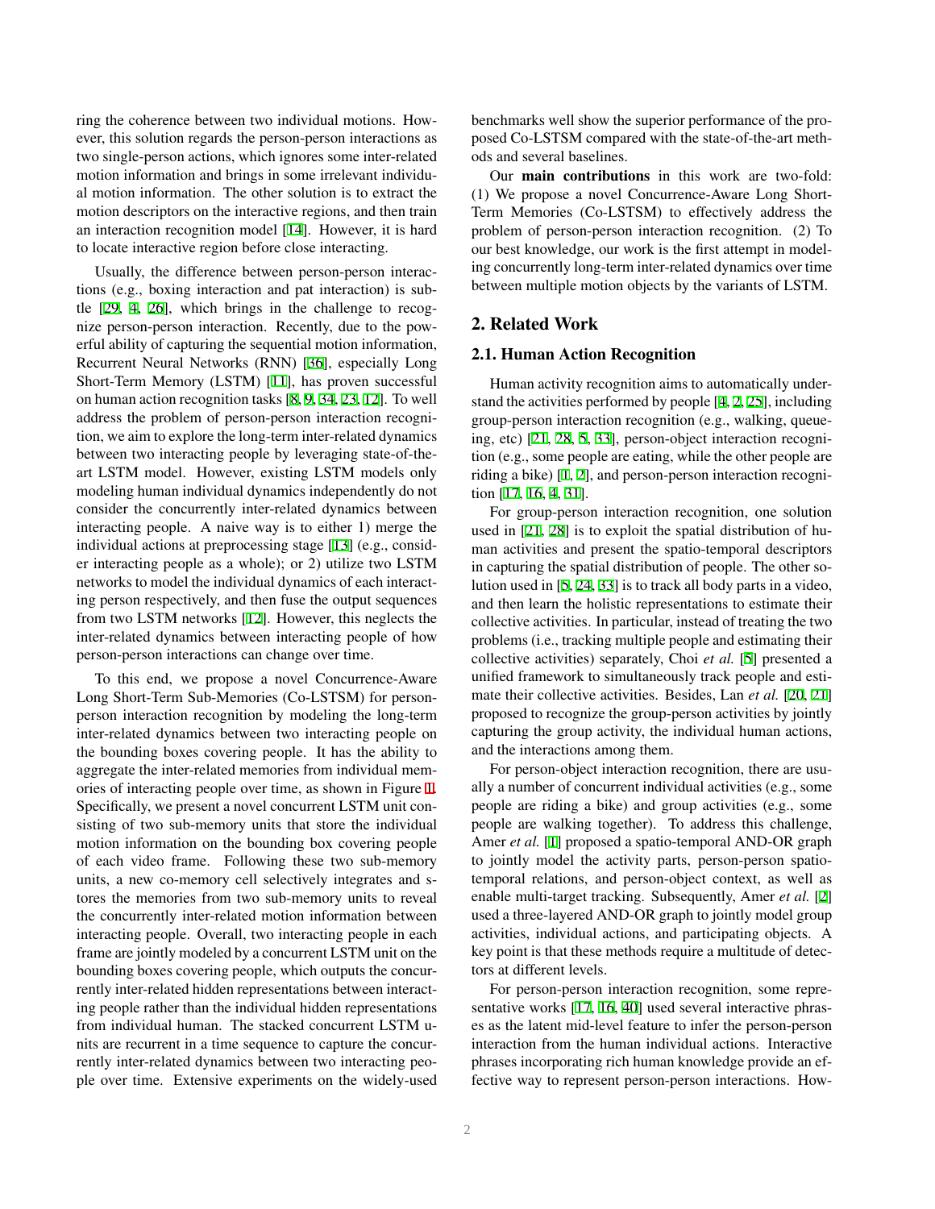ring the coherence between two individual motions. However, this solution regards the person-person interactions as two single-person actions, which ignores some inter-related motion information and brings in some irrelevant individual motion information. The other solution is to extract the motion descriptors on the interactive regions, and then train an interaction recognition model [14]. However, it is hard to locate interactive region before close interacting.

Usually, the difference between person-person interactions (e.g., boxing interaction and pat interaction) is subtle [29, 4, 26], which brings in the challenge to recognize person-person interaction. Recently, due to the powerful ability of capturing the sequential motion information, Recurrent Neural Networks (RNN) [36], especially Long Short-Term Memory (LSTM) [11], has proven successful on human action recognition tasks [8, 9, 34, 23, 12]. To well address the problem of person-person interaction recognition, we aim to explore the long-term inter-related dynamics between two interacting people by leveraging state-of-the-art LSTM model. However, existing LSTM models only modeling human individual dynamics independently do not consider the concurrently inter-related dynamics between interacting people. A naive way is to either 1) merge the individual actions at preprocessing stage [13] (e.g., consider interacting people as a whole); or 2) utilize two LSTM networks to model the individual dynamics of each interacting person respectively, and then fuse the output sequences from two LSTM networks [12]. However, this neglects the inter-related dynamics between interacting people of how person-person interactions can change over time.

To this end, we propose a novel Concurrence-Aware Long Short-Term Sub-Memories (Co-LSTSM) for person-person interaction recognition by modeling the long-term inter-related dynamics between two interacting people on the bounding boxes covering people. It has the ability to aggregate the inter-related memories from individual memories of interacting people over time, as shown in Figure 1. Specifically, we present a novel concurrent LSTM unit consisting of two sub-memory units that store the individual motion information on the bounding box covering people of each video frame. Following these two sub-memory units, a new co-memory cell selectively integrates and stores the memories from two sub-memory units to reveal the concurrently inter-related motion information between interacting people. Overall, two interacting people in each frame are jointly modeled by a concurrent LSTM unit on the bounding boxes covering people, which outputs the concurrently inter-related hidden representations between interacting people rather than the individual hidden representations from individual human. The stacked concurrent LSTM units are recurrent in a time sequence to capture the concurrently inter-related dynamics between two interacting people over time. Extensive experiments on the widely-used benchmarks well show the superior performance of the proposed Co-LSTSM compared with the state-of-the-art methods and several baselines.

Our **main contributions** in this work are two-fold: (1) We propose a novel Concurrence-Aware Long Short-Term Memories (Co-LSTSM) to effectively address the problem of person-person interaction recognition. (2) To our best knowledge, our work is the first attempt in modeling concurrently long-term inter-related dynamics over time between multiple motion objects by the variants of LSTM.

## 2. Related Work

### 2.1. Human Action Recognition

Human activity recognition aims to automatically understand the activities performed by people [4, 2, 25], including group-person interaction recognition (e.g., walking, queueing, etc) [21, 28, 5, 33], person-object interaction recognition (e.g., some people are eating, while the other people are riding a bike) [1, 2], and person-person interaction recognition [17, 16, 4, 31].

For group-person interaction recognition, one solution used in [21, 28] is to exploit the spatial distribution of human activities and present the spatio-temporal descriptors in capturing the spatial distribution of people. The other solution used in [5, 24, 33] is to track all body parts in a video, and then learn the holistic representations to estimate their collective activities. In particular, instead of treating the two problems (i.e., tracking multiple people and estimating their collective activities) separately, Choi *et al.* [5] presented a unified framework to simultaneously track people and estimate their collective activities. Besides, Lan *et al.* [20, 21] proposed to recognize the group-person activities by jointly capturing the group activity, the individual human actions, and the interactions among them.

For person-object interaction recognition, there are usually a number of concurrent individual activities (e.g., some people are riding a bike) and group activities (e.g., some people are walking together). To address this challenge, Amer *et al.* [1] proposed a spatio-temporal AND-OR graph to jointly model the activity parts, person-person spatio-temporal relations, and person-object context, as well as enable multi-target tracking. Subsequently, Amer *et al.* [2] used a three-layered AND-OR graph to jointly model group activities, individual actions, and participating objects. A key point is that these methods require a multitude of detectors at different levels.

For person-person interaction recognition, some representative works [17, 16, 40] used several interactive phrases as the latent mid-level feature to infer the person-person interaction from the human individual actions. Interactive phrases incorporating rich human knowledge provide an effective way to represent person-person interactions. How-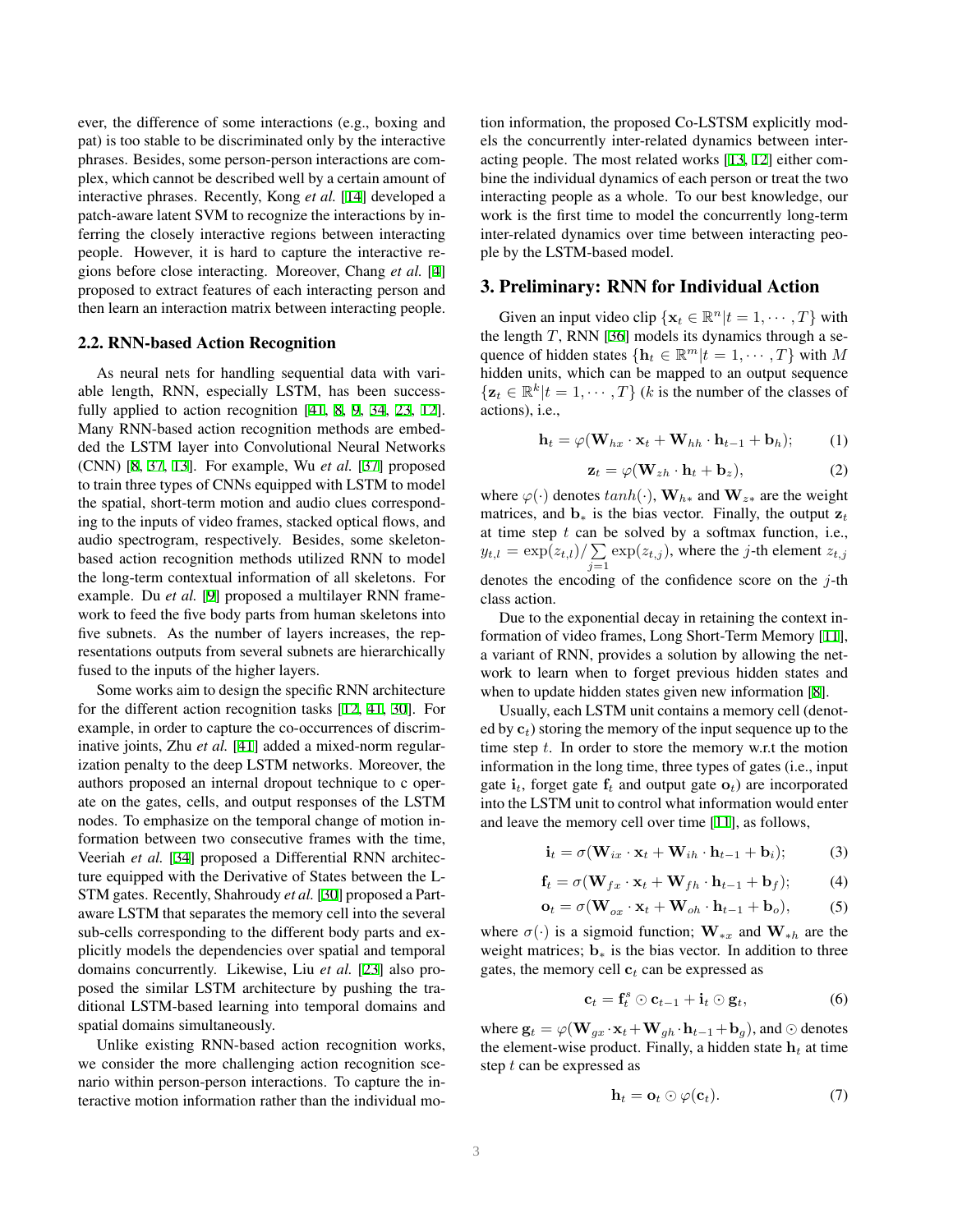ever, the difference of some interactions (e.g., boxing and pat) is too stable to be discriminated only by the interactive phrases. Besides, some person-person interactions are complex, which cannot be described well by a certain amount of interactive phrases. Recently, Kong *et al.* [14] developed a patch-aware latent SVM to recognize the interactions by inferring the closely interactive regions between interacting people. However, it is hard to capture the interactive regions before close interacting. Moreover, Chang *et al.* [4] proposed to extract features of each interacting person and then learn an interaction matrix between interacting people.

## 2.2. RNN-based Action Recognition

As neural nets for handling sequential data with variable length, RNN, especially LSTM, has been successfully applied to action recognition [41, 8, 9, 34, 23, 12]. Many RNN-based action recognition methods are embeded the LSTM layer into Convolutional Neural Networks (CNN) [8, 37, 13]. For example, Wu *et al.* [37] proposed to train three types of CNNs equipped with LSTM to model the spatial, short-term motion and audio clues corresponding to the inputs of video frames, stacked optical flows, and audio spectrogram, respectively. Besides, some skeleton-based action recognition methods utilized RNN to model the long-term contextual information of all skeletons. For example. Du *et al.* [9] proposed a multilayer RNN framework to feed the five body parts from human skeletons into five subnets. As the number of layers increases, the representations outputs from several subnets are hierarchically fused to the inputs of the higher layers.

Some works aim to design the specific RNN architecture for the different action recognition tasks [12, 41, 30]. For example, in order to capture the co-occurrences of discriminative joints, Zhu *et al.* [41] added a mixed-norm regularization penalty to the deep LSTM networks. Moreover, the authors proposed an internal dropout technique to c operate on the gates, cells, and output responses of the LSTM nodes. To emphasize on the temporal change of motion information between two consecutive frames with the time, Veeriah *et al.* [34] proposed a Differential RNN architecture equipped with the Derivative of States between the LSTM gates. Recently, Shahroudy *et al.* [30] proposed a Part-aware LSTM that separates the memory cell into the several sub-cells corresponding to the different body parts and explicitly models the dependencies over spatial and temporal domains concurrently. Likewise, Liu *et al.* [23] also proposed the similar LSTM architecture by pushing the traditional LSTM-based learning into temporal domains and spatial domains simultaneously.

Unlike existing RNN-based action recognition works, we consider the more challenging action recognition scenario within person-person interactions. To capture the interactive motion information rather than the individual motion information, the proposed Co-LSTSM explicitly models the concurrently inter-related dynamics between interacting people. The most related works [13, 12] either combine the individual dynamics of each person or treat the two interacting people as a whole. To our best knowledge, our work is the first time to model the concurrently long-term inter-related dynamics over time between interacting people by the LSTM-based model.

# 3. Preliminary: RNN for Individual Action

Given an input video clip $\{\mathbf{x}_t \in \mathbb{R}^n | t = 1, \cdots, T\}$ with the length $T$, RNN [36] models its dynamics through a sequence of hidden states $\{\mathbf{h}_t \in \mathbb{R}^m | t = 1, \cdots, T\}$ with $M$ hidden units, which can be mapped to an output sequence $\{\mathbf{z}_t \in \mathbb{R}^k | t = 1, \cdots, T\}$ ($k$ is the number of the classes of actions), i.e.,

$$\mathbf{h}_t = \varphi(\mathbf{W}_{hx} \cdot \mathbf{x}_t + \mathbf{W}_{hh} \cdot \mathbf{h}_{t-1} + \mathbf{b}_h); \tag{1}$$

$$\mathbf{z}_t = \varphi(\mathbf{W}_{zh} \cdot \mathbf{h}_t + \mathbf{b}_z), \tag{2}$$

where $\varphi(\cdot)$ denotes $tanh(\cdot)$, $\mathbf{W}_{h*}$ and $\mathbf{W}_{z*}$ are the weight matrices, and $\mathbf{b}_*$ is the bias vector. Finally, the output $\mathbf{z}_t$ at time step $t$ can be solved by a softmax function, i.e., $y_{t,l} = \exp(z_{t,l}) / \sum_{j=1} \exp(z_{t,j})$, where the $j$-th element $z_{t,j}$ denotes the encoding of the confidence score on the $j$-th class action.

Due to the exponential decay in retaining the context information of video frames, Long Short-Term Memory [11], a variant of RNN, provides a solution by allowing the network to learn when to forget previous hidden states and when to update hidden states given new information [8].

Usually, each LSTM unit contains a memory cell (denoted by $\mathbf{c}_t$) storing the memory of the input sequence up to the time step $t$. In order to store the memory w.r.t the motion information in the long time, three types of gates (i.e., input gate $\mathbf{i}_t$, forget gate $\mathbf{f}_t$ and output gate $\mathbf{o}_t$) are incorporated into the LSTM unit to control what information would enter and leave the memory cell over time [11], as follows,

$$\mathbf{i}_t = \sigma(\mathbf{W}_{ix} \cdot \mathbf{x}_t + \mathbf{W}_{ih} \cdot \mathbf{h}_{t-1} + \mathbf{b}_i); \tag{3}$$

$$\mathbf{f}_t = \sigma(\mathbf{W}_{fx} \cdot \mathbf{x}_t + \mathbf{W}_{fh} \cdot \mathbf{h}_{t-1} + \mathbf{b}_f); \tag{4}$$

$$\mathbf{o}_t = \sigma(\mathbf{W}_{ox} \cdot \mathbf{x}_t + \mathbf{W}_{oh} \cdot \mathbf{h}_{t-1} + \mathbf{b}_o), \tag{5}$$

where $\sigma(\cdot)$ is a sigmoid function; $\mathbf{W}_{*x}$ and $\mathbf{W}_{*h}$ are the weight matrices; $\mathbf{b}_*$ is the bias vector. In addition to three gates, the memory cell $\mathbf{c}_t$ can be expressed as

$$\mathbf{c}_t = \mathbf{f}_t^s \odot \mathbf{c}_{t-1} + \mathbf{i}_t \odot \mathbf{g}_t, \tag{6}$$

where $\mathbf{g}_t = \varphi(\mathbf{W}_{gx} \cdot \mathbf{x}_t + \mathbf{W}_{gh} \cdot \mathbf{h}_{t-1} + \mathbf{b}_g)$, and $\odot$ denotes the element-wise product. Finally, a hidden state $\mathbf{h}_t$ at time step $t$ can be expressed as

$$\mathbf{h}_t = \mathbf{o}_t \odot \varphi(\mathbf{c}_t). \tag{7}$$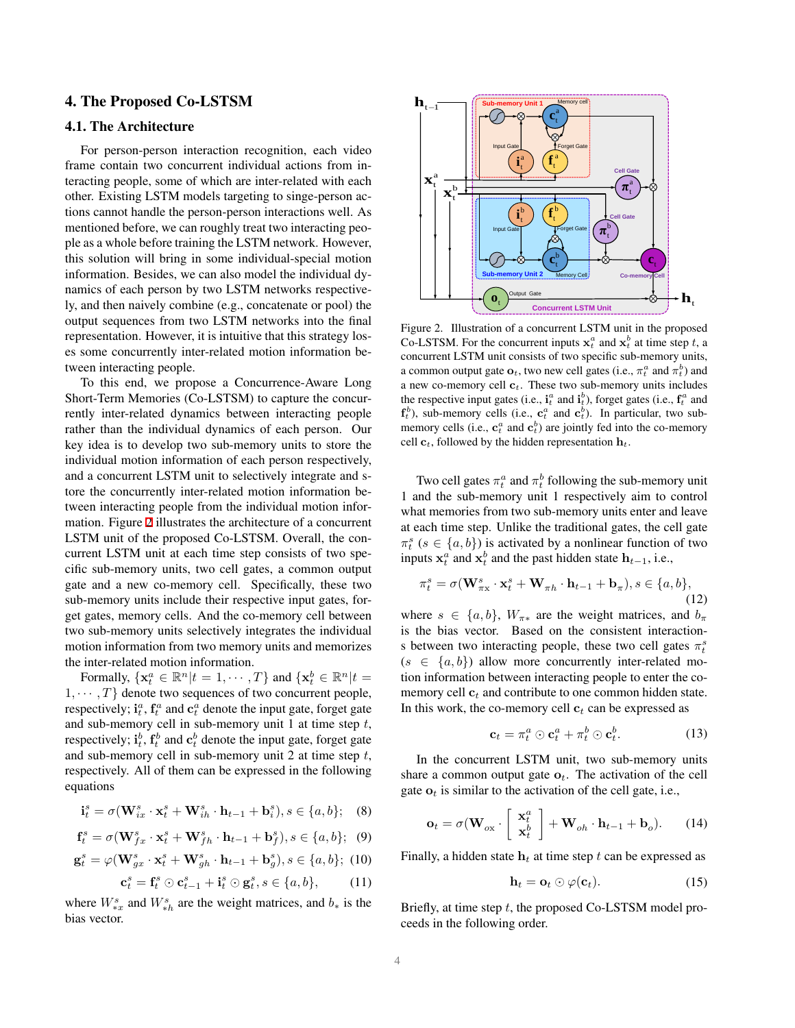## 4. The Proposed Co-LSTSM

### 4.1. The Architecture

For person-person interaction recognition, each video frame contain two concurrent individual actions from interacting people, some of which are inter-related with each other. Existing LSTM models targeting to singe-person actions cannot handle the person-person interactions well. As mentioned before, we can roughly treat two interacting people as a whole before training the LSTM network. However, this solution will bring in some individual-special motion information. Besides, we can also model the individual dynamics of each person by two LSTM networks respectively, and then naively combine (e.g., concatenate or pool) the output sequences from two LSTM networks into the final representation. However, it is intuitive that this strategy loses some concurrently inter-related motion information between interacting people.

To this end, we propose a Concurrence-Aware Long Short-Term Memories (Co-LSTSM) to capture the concurrently inter-related dynamics between interacting people rather than the individual dynamics of each person. Our key idea is to develop two sub-memory units to store the individual motion information of each person respectively, and a concurrent LSTM unit to selectively integrate and store the concurrently inter-related motion information between interacting people from the individual motion information. Figure 2 illustrates the architecture of a concurrent LSTM unit of the proposed Co-LSTSM. Overall, the concurrent LSTM unit at each time step consists of two specific sub-memory units, two cell gates, a common output gate and a new co-memory cell. Specifically, these two sub-memory units include their respective input gates, forget gates, memory cells. And the co-memory cell between two sub-memory units selectively integrates the individual motion information from two memory units and memorizes the inter-related motion information.

Formally, $\{\mathbf{x}_t^a \in \mathbb{R}^n | t = 1, \cdots, T\}$ and $\{\mathbf{x}_t^b \in \mathbb{R}^n | t = 1, \cdots, T\}$ denote two sequences of two concurrent people, respectively; $\mathbf{i}_t^a$, $\mathbf{f}_t^a$ and $\mathbf{c}_t^a$ denote the input gate, forget gate and sub-memory cell in sub-memory unit 1 at time step $t$, respectively; $\mathbf{i}_t^b$, $\mathbf{f}_t^b$ and $\mathbf{c}_t^b$ denote the input gate, forget gate and sub-memory cell in sub-memory unit 2 at time step $t$, respectively. All of them can be expressed in the following equations

$$\mathbf{i}_t^s = \sigma(\mathbf{W}_{ix}^s \cdot \mathbf{x}_t^s + \mathbf{W}_{ih}^s \cdot \mathbf{h}_{t-1} + \mathbf{b}_i^s), s \in \{a, b\}; \quad (8)$$

$$\mathbf{f}_t^s = \sigma(\mathbf{W}_{fx}^s \cdot \mathbf{x}_t^s + \mathbf{W}_{fh}^s \cdot \mathbf{h}_{t-1} + \mathbf{b}_f^s), s \in \{a, b\}; \quad (9)$$

$$\mathbf{g}_t^s = \varphi(\mathbf{W}_{gx}^s \cdot \mathbf{x}_t^s + \mathbf{W}_{gh}^s \cdot \mathbf{h}_{t-1} + \mathbf{b}_g^s), s \in \{a, b\}; \quad (10)$$

$$\mathbf{c}_t^s = \mathbf{f}_t^s \odot \mathbf{c}_{t-1}^s + \mathbf{i}_t^s \odot \mathbf{g}_t^s, s \in \{a, b\}, \quad (11)$$

where $W_{*x}^s$ and $W_{*h}^s$ are the weight matrices, and $b_*$ is the bias vector.

Figure 2. Illustration of a concurrent LSTM unit in the proposed Co-LSTSM. For the concurrent inputs $\mathbf{x}_t^a$ and $\mathbf{x}_t^b$ at time step $t$, a concurrent LSTM unit consists of two specific sub-memory units, a common output gate $\mathbf{o}_t$, two new cell gates (i.e., $\pi_t^a$ and $\pi_t^b$) and a new co-memory cell $\mathbf{c}_t$. These two sub-memory units includes the respective input gates (i.e., $\mathbf{i}_t^a$ and $\mathbf{i}_t^b$), forget gates (i.e., $\mathbf{f}_t^a$ and $\mathbf{f}_t^b$), sub-memory cells (i.e., $\mathbf{c}_t^a$ and $\mathbf{c}_t^b$). In particular, two sub-memory cells (i.e., $\mathbf{c}_t^a$ and $\mathbf{c}_t^b$) are jointly fed into the co-memory cell $\mathbf{c}_t$, followed by the hidden representation $\mathbf{h}_t$.

Two cell gates $\pi_t^a$ and $\pi_t^b$ following the sub-memory unit 1 and the sub-memory unit 1 respectively aim to control what memories from two sub-memory units enter and leave at each time step. Unlike the traditional gates, the cell gate $\pi_t^s$ ($s \in \{a, b\}$) is activated by a nonlinear function of two inputs $\mathbf{x}_t^a$ and $\mathbf{x}_t^b$ and the past hidden state $\mathbf{h}_{t-1}$, i.e.,

$$\pi_t^s = \sigma(\mathbf{W}_{\pi x}^s \cdot \mathbf{x}_t^s + \mathbf{W}_{\pi h} \cdot \mathbf{h}_{t-1} + \mathbf{b}_\pi), s \in \{a, b\}, \quad (12)$$

where $s \in \{a, b\}$, $W_{\pi *}$ are the weight matrices, and $b_\pi$ is the bias vector. Based on the consistent interactions between two interacting people, these two cell gates $\pi_t^s$ ($s \in \{a, b\}$) allow more concurrently inter-related motion information between interacting people to enter the co-memory cell $\mathbf{c}_t$ and contribute to one common hidden state. In this work, the co-memory cell $\mathbf{c}_t$ can be expressed as

$$\mathbf{c}_t = \pi_t^a \odot \mathbf{c}_t^a + \pi_t^b \odot \mathbf{c}_t^b. \quad (13)$$

In the concurrent LSTM unit, two sub-memory units share a common output gate $\mathbf{o}_t$. The activation of the cell gate $\mathbf{o}_t$ is similar to the activation of the cell gate, i.e.,

$$\mathbf{o}_t = \sigma(\mathbf{W}_{ox} \cdot \begin{bmatrix} \mathbf{x}_t^a \\ \mathbf{x}_t^b \end{bmatrix} + \mathbf{W}_{oh} \cdot \mathbf{h}_{t-1} + \mathbf{b}_o). \quad (14)$$

Finally, a hidden state $\mathbf{h}_t$ at time step $t$ can be expressed as

$$\mathbf{h}_t = \mathbf{o}_t \odot \varphi(\mathbf{c}_t). \quad (15)$$

Briefly, at time step $t$, the proposed Co-LSTSM model proceeds in the following order.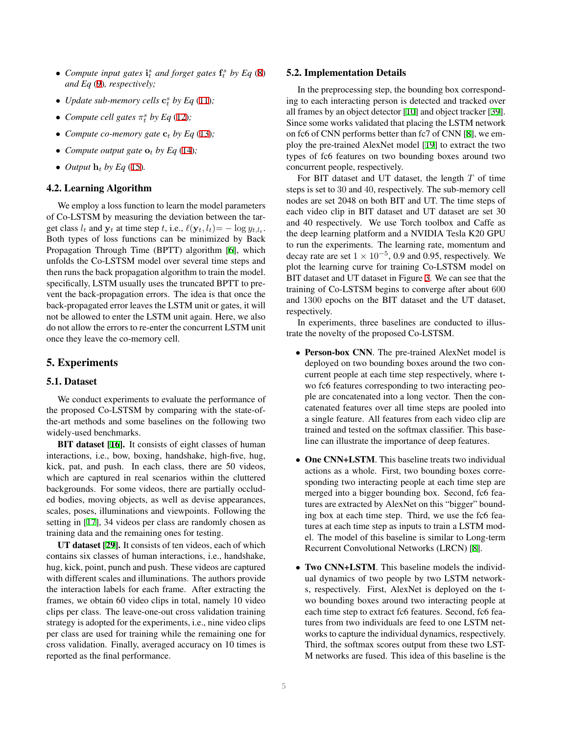- *Compute input gates* $\mathbf{i}_t^s$ *and forget gates* $\mathbf{f}_t^s$ *by Eq* (8) *and Eq* (9)*, respectively;*
- *Update sub-memory cells* $\mathbf{c}_t^s$ *by Eq* (11)*;*
- *Compute cell gates* $\pi_t^s$ *by Eq* (12)*;*
- *Compute co-memory gate* $\mathbf{c}_t$ *by Eq* (13)*;*
- *Compute output gate* $\mathbf{o}_t$ *by Eq* (14)*;*
- *Output* $\mathbf{h}_t$ *by Eq* (15)*.*

### 4.2. Learning Algorithm

We employ a loss function to learn the model parameters of Co-LSTSM by measuring the deviation between the target class $l_t$ and $\mathbf{y}_t$ at time step $t$, i.e., $\ell(\mathbf{y}_t, l_t) = -\log y_{t,l_t}$. Both types of loss functions can be minimized by Back Propagation Through Time (BPTT) algorithm [6], which unfolds the Co-LSTSM model over several time steps and then runs the back propagation algorithm to train the model. specifically, LSTM usually uses the truncated BPTT to prevent the back-propagation errors. The idea is that once the back-propagated error leaves the LSTM unit or gates, it will not be allowed to enter the LSTM unit again. Here, we also do not allow the errors to re-enter the concurrent LSTM unit once they leave the co-memory cell.

## 5. Experiments

### 5.1. Dataset

We conduct experiments to evaluate the performance of the proposed Co-LSTSM by comparing with the state-of-the-art methods and some baselines on the following two widely-used benchmarks.

**BIT dataset [16].** It consists of eight classes of human interactions, i.e., bow, boxing, handshake, high-five, hug, kick, pat, and push. In each class, there are 50 videos, which are captured in real scenarios within the cluttered backgrounds. For some videos, there are partially occluded bodies, moving objects, as well as devise appearances, scales, poses, illuminations and viewpoints. Following the setting in [17], 34 videos per class are randomly chosen as training data and the remaining ones for testing.

**UT dataset [29].** It consists of ten videos, each of which contains six classes of human interactions, i.e., handshake, hug, kick, point, punch and push. These videos are captured with different scales and illuminations. The authors provide the interaction labels for each frame. After extracting the frames, we obtain 60 video clips in total, namely 10 video clips per class. The leave-one-out cross validation training strategy is adopted for the experiments, i.e., nine video clips per class are used for training while the remaining one for cross validation. Finally, averaged accuracy on 10 times is reported as the final performance.

### 5.2. Implementation Details

In the preprocessing step, the bounding box corresponding to each interacting person is detected and tracked over all frames by an object detector [10] and object tracker [39]. Since some works validated that placing the LSTM network on fc6 of CNN performs better than fc7 of CNN [8], we employ the pre-trained AlexNet model [19] to extract the two types of fc6 features on two bounding boxes around two concurrent people, respectively.

For BIT dataset and UT dataset, the length $T$ of time steps is set to 30 and 40, respectively. The sub-memory cell nodes are set 2048 on both BIT and UT. The time steps of each video clip in BIT dataset and UT dataset are set 30 and 40 respectively. We use Torch toolbox and Caffe as the deep learning platform and a NVIDIA Tesla K20 GPU to run the experiments. The learning rate, momentum and decay rate are set $1 \times 10^{-5}$, 0.9 and 0.95, respectively. We plot the learning curve for training Co-LSTSM model on BIT dataset and UT dataset in Figure 3. We can see that the training of Co-LSTSM begins to converge after about 600 and 1300 epochs on the BIT dataset and the UT dataset, respectively.

In experiments, three baselines are conducted to illustrate the novelty of the proposed Co-LSTSM.

- **Person-box CNN**. The pre-trained AlexNet model is deployed on two bounding boxes around the two concurrent people at each time step respectively, where two fc6 features corresponding to two interacting people are concatenated into a long vector. Then the concatenated features over all time steps are pooled into a single feature. All features from each video clip are trained and tested on the softmax classifier. This baseline can illustrate the importance of deep features.
- **One CNN+LSTM**. This baseline treats two individual actions as a whole. First, two bounding boxes corresponding two interacting people at each time step are merged into a bigger bounding box. Second, fc6 features are extracted by AlexNet on this "bigger" bounding box at each time step. Third, we use the fc6 features at each time step as inputs to train a LSTM model. The model of this baseline is similar to Long-term Recurrent Convolutional Networks (LRCN) [8].
- **Two CNN+LSTM**. This baseline models the individual dynamics of two people by two LSTM networks, respectively. First, AlexNet is deployed on the two bounding boxes around two interacting people at each time step to extract fc6 features. Second, fc6 features from two individuals are feed to one LSTM networks to capture the individual dynamics, respectively. Third, the softmax scores output from these two LSTM networks are fused. This idea of this baseline is the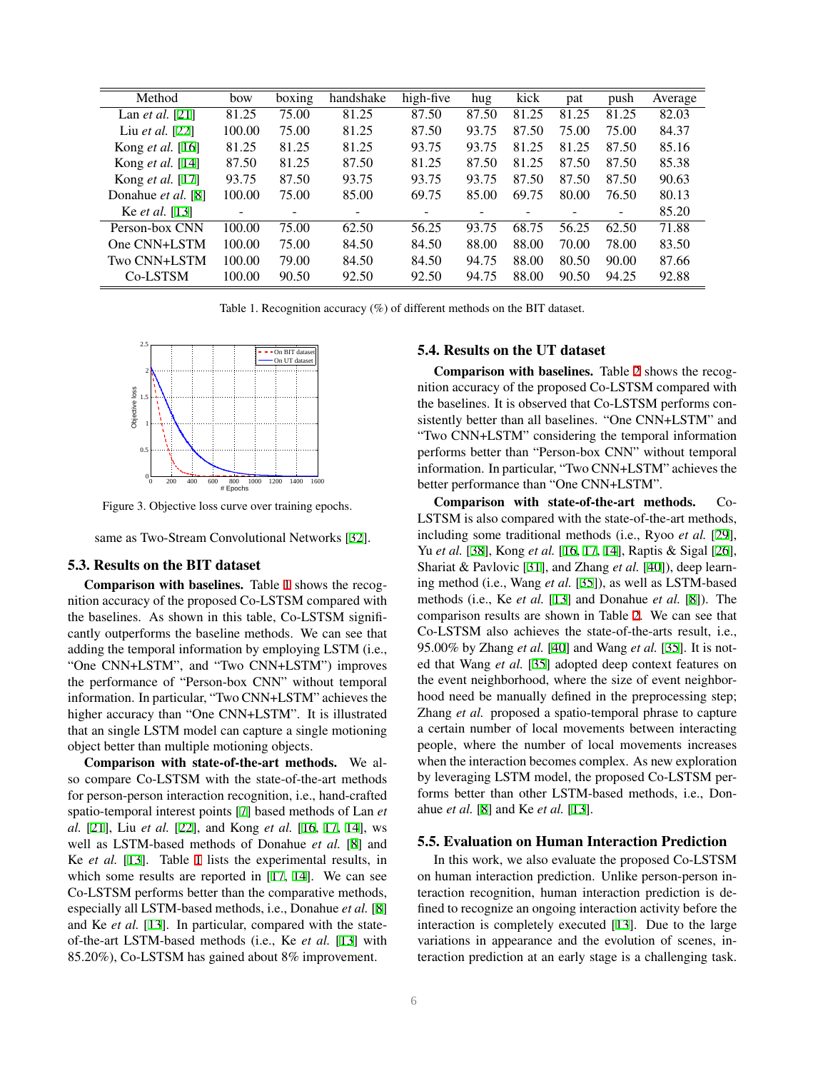| Method | bow | boxing | handshake | high-five | hug | kick | pat | push | Average |
|---|---|---|---|---|---|---|---|---|---|
| Lan *et al.* [21] | 81.25 | 75.00 | 81.25 | 87.50 | 87.50 | 81.25 | 81.25 | 81.25 | 82.03 |
| Liu *et al.* [22] | 100.00 | 75.00 | 81.25 | 87.50 | 93.75 | 87.50 | 75.00 | 75.00 | 84.37 |
| Kong *et al.* [16] | 81.25 | 81.25 | 81.25 | 93.75 | 93.75 | 81.25 | 81.25 | 87.50 | 85.16 |
| Kong *et al.* [14] | 87.50 | 81.25 | 87.50 | 81.25 | 87.50 | 81.25 | 87.50 | 87.50 | 85.38 |
| Kong *et al.* [17] | 93.75 | 87.50 | 93.75 | 93.75 | 93.75 | 87.50 | 87.50 | 87.50 | 90.63 |
| Donahue *et al.* [8] | 100.00 | 75.00 | 85.00 | 69.75 | 85.00 | 69.75 | 80.00 | 76.50 | 80.13 |
| Ke *et al.* [13] | - | - | - | - | - | - | - | - | 85.20 |
| Person-box CNN | 100.00 | 75.00 | 62.50 | 56.25 | 93.75 | 68.75 | 56.25 | 62.50 | 71.88 |
| One CNN+LSTM | 100.00 | 75.00 | 84.50 | 84.50 | 88.00 | 88.00 | 70.00 | 78.00 | 83.50 |
| Two CNN+LSTM | 100.00 | 79.00 | 84.50 | 84.50 | 94.75 | 88.00 | 80.50 | 90.00 | 87.66 |
| Co-LSTSM | 100.00 | 90.50 | 92.50 | 92.50 | 94.75 | 88.00 | 90.50 | 94.25 | 92.88 |

Table 1. Recognition accuracy (%) of different methods on the BIT dataset.

Figure 3. Objective loss curve over training epochs.

same as Two-Stream Convolutional Networks [32].

### 5.3. Results on the BIT dataset

**Comparison with baselines.** Table 1 shows the recognition accuracy of the proposed Co-LSTSM compared with the baselines. As shown in this table, Co-LSTSM significantly outperforms the baseline methods. We can see that adding the temporal information by employing LSTM (i.e., "One CNN+LSTM", and "Two CNN+LSTM") improves the performance of "Person-box CNN" without temporal information. In particular, "Two CNN+LSTM" achieves the higher accuracy than "One CNN+LSTM". It is illustrated that an single LSTM model can capture a single motioning object better than multiple motioning objects.

**Comparison with state-of-the-art methods.** We also compare Co-LSTSM with the state-of-the-art methods for person-person interaction recognition, i.e., hand-crafted spatio-temporal interest points [7] based methods of Lan *et al.* [21], Liu *et al.* [22], and Kong *et al.* [16, 17, 14], ws well as LSTM-based methods of Donahue *et al.* [8] and Ke *et al.* [13]. Table 1 lists the experimental results, in which some results are reported in [17, 14]. We can see Co-LSTSM performs better than the comparative methods, especially all LSTM-based methods, i.e., Donahue *et al.* [8] and Ke *et al.* [13]. In particular, compared with the state-of-the-art LSTM-based methods (i.e., Ke *et al.* [13] with 85.20%), Co-LSTSM has gained about 8% improvement.

### 5.4. Results on the UT dataset

**Comparison with baselines.** Table 2 shows the recognition accuracy of the proposed Co-LSTSM compared with the baselines. It is observed that Co-LSTSM performs consistently better than all baselines. "One CNN+LSTM" and "Two CNN+LSTM" considering the temporal information performs better than "Person-box CNN" without temporal information. In particular, "Two CNN+LSTM" achieves the better performance than "One CNN+LSTM".

**Comparison with state-of-the-art methods.** Co-LSTSM is also compared with the state-of-the-art methods, including some traditional methods (i.e., Ryoo *et al.* [29], Yu *et al.* [38], Kong *et al.* [16, 17, 14], Raptis & Sigal [26], Shariat & Pavlovic [31], and Zhang *et al.* [40]), deep learning method (i.e., Wang *et al.* [35]), as well as LSTM-based methods (i.e., Ke *et al.* [13] and Donahue *et al.* [8]). The comparison results are shown in Table 2. We can see that Co-LSTSM also achieves the state-of-the-arts result, i.e., 95.00% by Zhang *et al.* [40] and Wang *et al.* [35]. It is noted that Wang *et al.* [35] adopted deep context features on the event neighborhood, where the size of event neighborhood need be manually defined in the preprocessing step; Zhang *et al.* proposed a spatio-temporal phrase to capture a certain number of local movements between interacting people, where the number of local movements increases when the interaction becomes complex. As new exploration by leveraging LSTM model, the proposed Co-LSTSM performs better than other LSTM-based methods, i.e., Donahue *et al.* [8] and Ke *et al.* [13].

### 5.5. Evaluation on Human Interaction Prediction

In this work, we also evaluate the proposed Co-LSTSM on human interaction prediction. Unlike person-person interaction recognition, human interaction prediction is defined to recognize an ongoing interaction activity before the interaction is completely executed [13]. Due to the large variations in appearance and the evolution of scenes, interaction prediction at an early stage is a challenging task.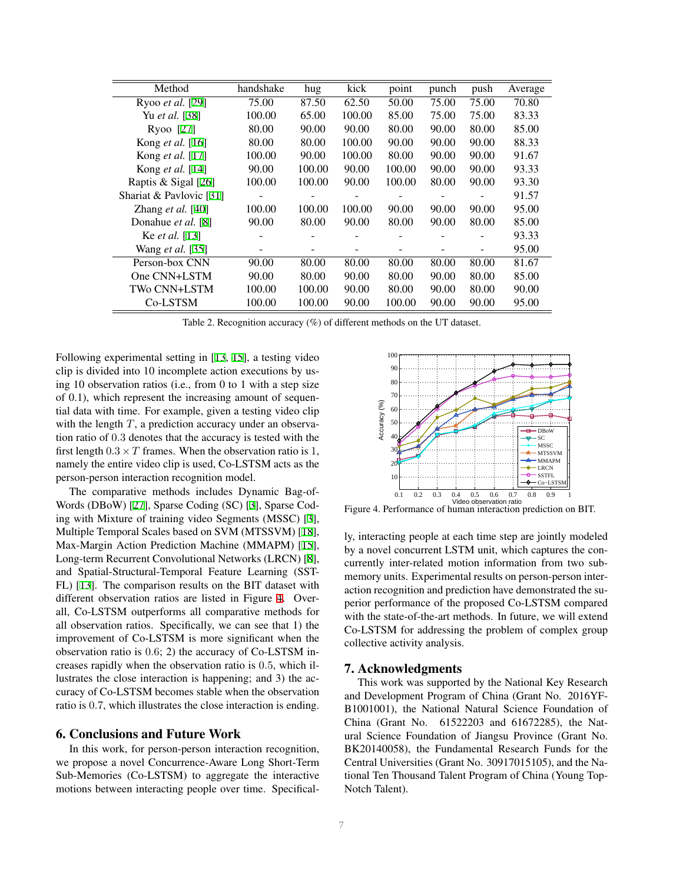| Method | handshake | hug | kick | point | punch | push | Average |
|---|---|---|---|---|---|---|---|
| Ryoo *et al.* [29] | 75.00 | 87.50 | 62.50 | 50.00 | 75.00 | 75.00 | 70.80 |
| Yu *et al.* [38] | 100.00 | 65.00 | 100.00 | 85.00 | 75.00 | 75.00 | 83.33 |
| Ryoo [27] | 80.00 | 90.00 | 90.00 | 80.00 | 90.00 | 80.00 | 85.00 |
| Kong *et al.* [16] | 80.00 | 80.00 | 100.00 | 90.00 | 90.00 | 90.00 | 88.33 |
| Kong *et al.* [17] | 100.00 | 90.00 | 100.00 | 80.00 | 90.00 | 90.00 | 91.67 |
| Kong *et al.* [14] | 90.00 | 100.00 | 90.00 | 100.00 | 90.00 | 90.00 | 93.33 |
| Raptis & Sigal [26] | 100.00 | 100.00 | 90.00 | 100.00 | 80.00 | 90.00 | 93.30 |
| Shariat & Pavlovic [31] | - | - | - | - | - | - | 91.57 |
| Zhang *et al.* [40] | 100.00 | 100.00 | 100.00 | 90.00 | 90.00 | 90.00 | 95.00 |
| Donahue *et al.* [8] | 90.00 | 80.00 | 90.00 | 80.00 | 90.00 | 80.00 | 85.00 |
| Ke *et al.* [13] | - | - | - | - | - | - | 93.33 |
| Wang *et al.* [35] | - | - | - | - | - | - | 95.00 |
| Person-box CNN | 90.00 | 80.00 | 80.00 | 80.00 | 80.00 | 80.00 | 81.67 |
| One CNN+LSTM | 90.00 | 80.00 | 90.00 | 80.00 | 90.00 | 80.00 | 85.00 |
| TWo CNN+LSTM | 100.00 | 100.00 | 90.00 | 80.00 | 90.00 | 80.00 | 90.00 |
| Co-LSTSM | 100.00 | 100.00 | 90.00 | 100.00 | 90.00 | 90.00 | 95.00 |

Table 2. Recognition accuracy (%) of different methods on the UT dataset.

Following experimental setting in [13, 15], a testing video clip is divided into 10 incomplete action executions by using 10 observation ratios (i.e., from 0 to 1 with a step size of 0.1), which represent the increasing amount of sequential data with time. For example, given a testing video clip with the length $T$, a prediction accuracy under an observation ratio of $0.3$ denotes that the accuracy is tested with the first length $0.3 \times T$ frames. When the observation ratio is 1, namely the entire video clip is used, Co-LSTSM acts as the person-person interaction recognition model.

The comparative methods includes Dynamic Bag-of-Words (DBoW) [27], Sparse Coding (SC) [3], Sparse Coding with Mixture of training video Segments (MSSC) [3], Multiple Temporal Scales based on SVM (MTSSVM) [18], Max-Margin Action Prediction Machine (MMAPM) [15], Long-term Recurrent Convolutional Networks (LRCN) [8], and Spatial-Structural-Temporal Feature Learning (SSTFL) [13]. The comparison results on the BIT dataset with different observation ratios are listed in Figure 4. Overall, Co-LSTSM outperforms all comparative methods for all observation ratios. Specifically, we can see that 1) the improvement of Co-LSTSM is more significant when the observation ratio is $0.6$; 2) the accuracy of Co-LSTSM increases rapidly when the observation ratio is $0.5$, which illustrates the close interaction is happening; and 3) the accuracy of Co-LSTSM becomes stable when the observation ratio is $0.7$, which illustrates the close interaction is ending.

Figure 4. Performance of human interaction prediction on BIT.

## 6. Conclusions and Future Work

In this work, for person-person interaction recognition, we propose a novel Concurrence-Aware Long Short-Term Sub-Memories (Co-LSTSM) to aggregate the interactive motions between interacting people over time. Specifically, interacting people at each time step are jointly modeled by a novel concurrent LSTM unit, which captures the concurrently inter-related motion information from two sub-memory units. Experimental results on person-person interaction recognition and prediction have demonstrated the superior performance of the proposed Co-LSTSM compared with the state-of-the-art methods. In future, we will extend Co-LSTSM for addressing the problem of complex group collective activity analysis.

## 7. Acknowledgments

This work was supported by the National Key Research and Development Program of China (Grant No. 2016YFB1001001), the National Natural Science Foundation of China (Grant No. 61522203 and 61672285), the Natural Science Foundation of Jiangsu Province (Grant No. BK20140058), the Fundamental Research Funds for the Central Universities (Grant No. 30917015105), and the National Ten Thousand Talent Program of China (Young Top-Notch Talent).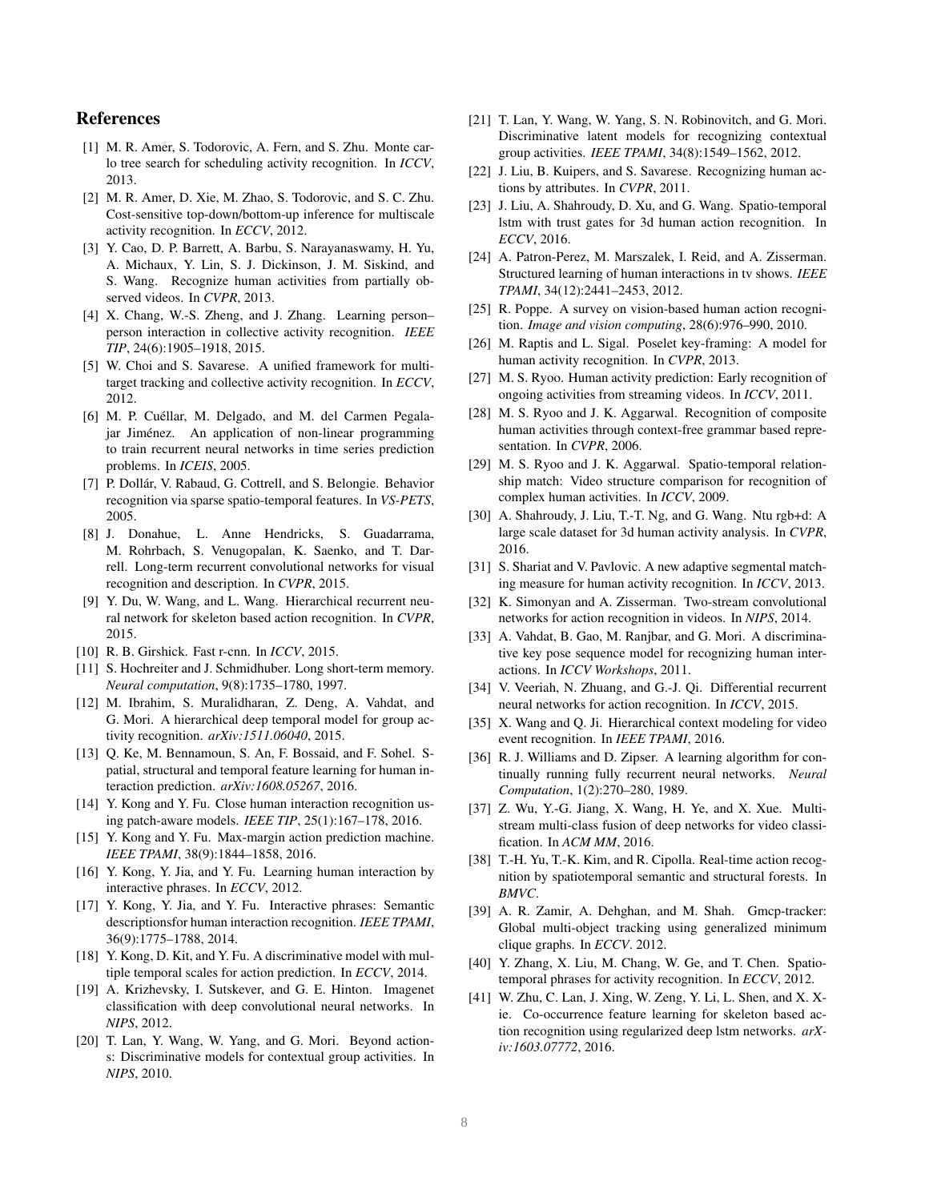## References

[1] M. R. Amer, S. Todorovic, A. Fern, and S. Zhu. Monte carlo tree search for scheduling activity recognition. In *ICCV*, 2013.

[2] M. R. Amer, D. Xie, M. Zhao, S. Todorovic, and S. C. Zhu. Cost-sensitive top-down/bottom-up inference for multiscale activity recognition. In *ECCV*, 2012.

[3] Y. Cao, D. P. Barrett, A. Barbu, S. Narayanaswamy, H. Yu, A. Michaux, Y. Lin, S. J. Dickinson, J. M. Siskind, and S. Wang. Recognize human activities from partially observed videos. In *CVPR*, 2013.

[4] X. Chang, W.-S. Zheng, and J. Zhang. Learning person–person interaction in collective activity recognition. *IEEE TIP*, 24(6):1905–1918, 2015.

[5] W. Choi and S. Savarese. A unified framework for multi-target tracking and collective activity recognition. In *ECCV*, 2012.

[6] M. P. Cuéllar, M. Delgado, and M. del Carmen Pegalajar Jiménez. An application of non-linear programming to train recurrent neural networks in time series prediction problems. In *ICEIS*, 2005.

[7] P. Dollár, V. Rabaud, G. Cottrell, and S. Belongie. Behavior recognition via sparse spatio-temporal features. In *VS-PETS*, 2005.

[8] J. Donahue, L. Anne Hendricks, S. Guadarrama, M. Rohrbach, S. Venugopalan, K. Saenko, and T. Darrell. Long-term recurrent convolutional networks for visual recognition and description. In *CVPR*, 2015.

[9] Y. Du, W. Wang, and L. Wang. Hierarchical recurrent neural network for skeleton based action recognition. In *CVPR*, 2015.

[10] R. B. Girshick. Fast r-cnn. In *ICCV*, 2015.

[11] S. Hochreiter and J. Schmidhuber. Long short-term memory. *Neural computation*, 9(8):1735–1780, 1997.

[12] M. Ibrahim, S. Muralidharan, Z. Deng, A. Vahdat, and G. Mori. A hierarchical deep temporal model for group activity recognition. *arXiv:1511.06040*, 2015.

[13] Q. Ke, M. Bennamoun, S. An, F. Bossaid, and F. Sohel. Spatial, structural and temporal feature learning for human interaction prediction. *arXiv:1608.05267*, 2016.

[14] Y. Kong and Y. Fu. Close human interaction recognition using patch-aware models. *IEEE TIP*, 25(1):167–178, 2016.

[15] Y. Kong and Y. Fu. Max-margin action prediction machine. *IEEE TPAMI*, 38(9):1844–1858, 2016.

[16] Y. Kong, Y. Jia, and Y. Fu. Learning human interaction by interactive phrases. In *ECCV*, 2012.

[17] Y. Kong, Y. Jia, and Y. Fu. Interactive phrases: Semantic descriptionsfor human interaction recognition. *IEEE TPAMI*, 36(9):1775–1788, 2014.

[18] Y. Kong, D. Kit, and Y. Fu. A discriminative model with multiple temporal scales for action prediction. In *ECCV*, 2014.

[19] A. Krizhevsky, I. Sutskever, and G. E. Hinton. Imagenet classification with deep convolutional neural networks. In *NIPS*, 2012.

[20] T. Lan, Y. Wang, W. Yang, and G. Mori. Beyond actions: Discriminative models for contextual group activities. In *NIPS*, 2010.

[21] T. Lan, Y. Wang, W. Yang, S. N. Robinovitch, and G. Mori. Discriminative latent models for recognizing contextual group activities. *IEEE TPAMI*, 34(8):1549–1562, 2012.

[22] J. Liu, B. Kuipers, and S. Savarese. Recognizing human actions by attributes. In *CVPR*, 2011.

[23] J. Liu, A. Shahroudy, D. Xu, and G. Wang. Spatio-temporal lstm with trust gates for 3d human action recognition. In *ECCV*, 2016.

[24] A. Patron-Perez, M. Marszalek, I. Reid, and A. Zisserman. Structured learning of human interactions in tv shows. *IEEE TPAMI*, 34(12):2441–2453, 2012.

[25] R. Poppe. A survey on vision-based human action recognition. *Image and vision computing*, 28(6):976–990, 2010.

[26] M. Raptis and L. Sigal. Poselet key-framing: A model for human activity recognition. In *CVPR*, 2013.

[27] M. S. Ryoo. Human activity prediction: Early recognition of ongoing activities from streaming videos. In *ICCV*, 2011.

[28] M. S. Ryoo and J. K. Aggarwal. Recognition of composite human activities through context-free grammar based representation. In *CVPR*, 2006.

[29] M. S. Ryoo and J. K. Aggarwal. Spatio-temporal relationship match: Video structure comparison for recognition of complex human activities. In *ICCV*, 2009.

[30] A. Shahroudy, J. Liu, T.-T. Ng, and G. Wang. Ntu rgb+d: A large scale dataset for 3d human activity analysis. In *CVPR*, 2016.

[31] S. Shariat and V. Pavlovic. A new adaptive segmental matching measure for human activity recognition. In *ICCV*, 2013.

[32] K. Simonyan and A. Zisserman. Two-stream convolutional networks for action recognition in videos. In *NIPS*, 2014.

[33] A. Vahdat, B. Gao, M. Ranjbar, and G. Mori. A discriminative key pose sequence model for recognizing human interactions. In *ICCV Workshops*, 2011.

[34] V. Veeriah, N. Zhuang, and G.-J. Qi. Differential recurrent neural networks for action recognition. In *ICCV*, 2015.

[35] X. Wang and Q. Ji. Hierarchical context modeling for video event recognition. In *IEEE TPAMI*, 2016.

[36] R. J. Williams and D. Zipser. A learning algorithm for continually running fully recurrent neural networks. *Neural Computation*, 1(2):270–280, 1989.

[37] Z. Wu, Y.-G. Jiang, X. Wang, H. Ye, and X. Xue. Multi-stream multi-class fusion of deep networks for video classification. In *ACM MM*, 2016.

[38] T.-H. Yu, T.-K. Kim, and R. Cipolla. Real-time action recognition by spatiotemporal semantic and structural forests. In *BMVC*.

[39] A. R. Zamir, A. Dehghan, and M. Shah. Gmcp-tracker: Global multi-object tracking using generalized minimum clique graphs. In *ECCV*. 2012.

[40] Y. Zhang, X. Liu, M. Chang, W. Ge, and T. Chen. Spatio-temporal phrases for activity recognition. In *ECCV*, 2012.

[41] W. Zhu, C. Lan, J. Xing, W. Zeng, Y. Li, L. Shen, and X. Xie. Co-occurrence feature learning for skeleton based action recognition using regularized deep lstm networks. *arXiv:1603.07772*, 2016.